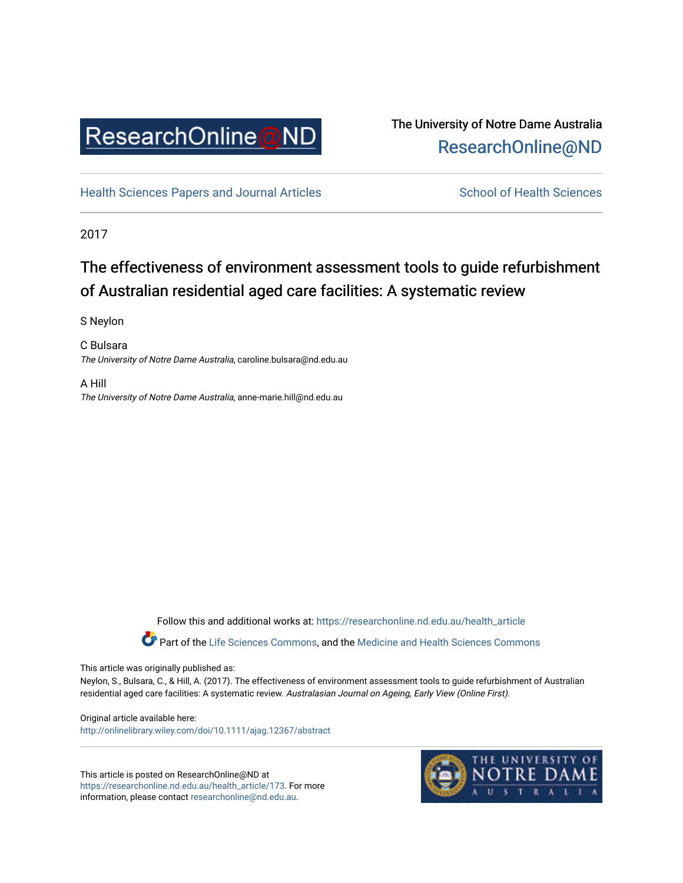The University of Notre Dame Australia
ResearchOnline@ND

Health Sciences Papers and Journal Articles

School of Health Sciences

2017

# The effectiveness of environment assessment tools to guide refurbishment of Australian residential aged care facilities: A systematic review

S Neylon

C Bulsara
*The University of Notre Dame Australia*, caroline.bulsara@nd.edu.au

A Hill
*The University of Notre Dame Australia*, anne-marie.hill@nd.edu.au

Follow this and additional works at: https://researchonline.nd.edu.au/health_article

Part of the Life Sciences Commons, and the Medicine and Health Sciences Commons

This article was originally published as:
Neylon, S., Bulsara, C., & Hill, A. (2017). The effectiveness of environment assessment tools to guide refurbishment of Australian residential aged care facilities: A systematic review. *Australasian Journal on Ageing, Early View (Online First).*

Original article available here:
http://onlinelibrary.wiley.com/doi/10.1111/ajag.12367/abstract

This article is posted on ResearchOnline@ND at https://researchonline.nd.edu.au/health_article/173. For more information, please contact researchonline@nd.edu.au.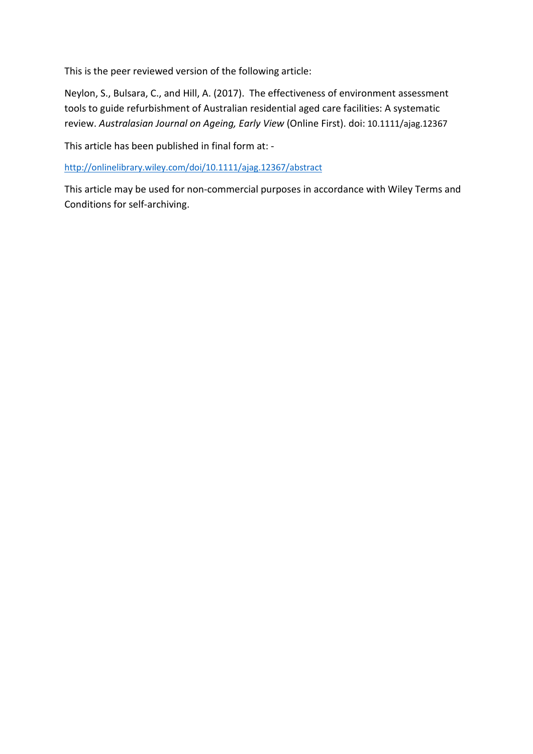This is the peer reviewed version of the following article:

Neylon, S., Bulsara, C., and Hill, A. (2017). The effectiveness of environment assessment tools to guide refurbishment of Australian residential aged care facilities: A systematic review. *Australasian Journal on Ageing, Early View* (Online First). doi: 10.1111/ajag.12367

This article has been published in final form at: -

[http://onlinelibrary.wiley.com/doi/10.1111/ajag.12367/abstract](http://onlinelibrary.wiley.com/doi/10.1111/ajag.12367/abstract)

This article may be used for non-commercial purposes in accordance with Wiley Terms and Conditions for self-archiving.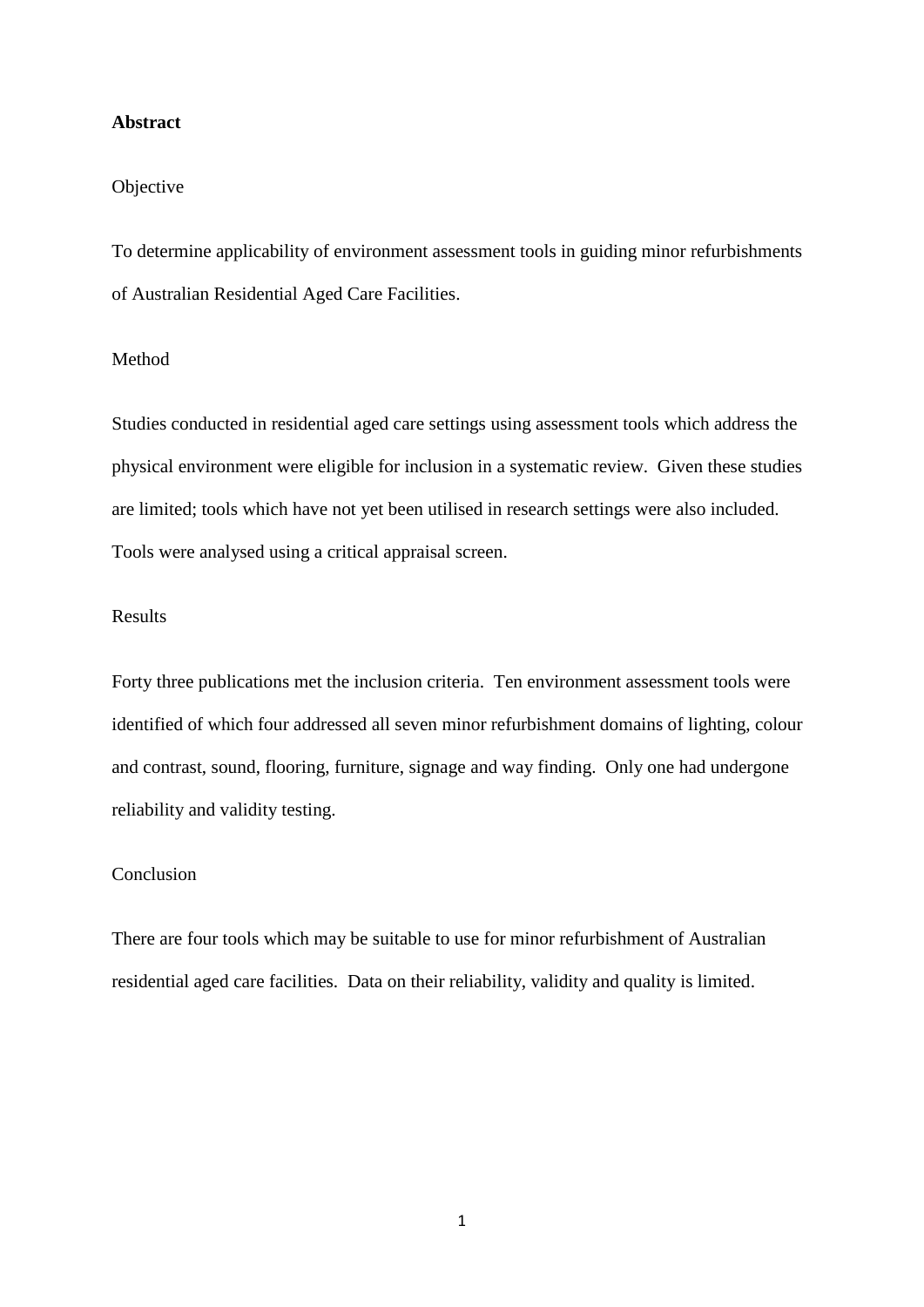## Abstract

### Objective

To determine applicability of environment assessment tools in guiding minor refurbishments of Australian Residential Aged Care Facilities.

### Method

Studies conducted in residential aged care settings using assessment tools which address the physical environment were eligible for inclusion in a systematic review. Given these studies are limited; tools which have not yet been utilised in research settings were also included. Tools were analysed using a critical appraisal screen.

### Results

Forty three publications met the inclusion criteria. Ten environment assessment tools were identified of which four addressed all seven minor refurbishment domains of lighting, colour and contrast, sound, flooring, furniture, signage and way finding. Only one had undergone reliability and validity testing.

### Conclusion

There are four tools which may be suitable to use for minor refurbishment of Australian residential aged care facilities. Data on their reliability, validity and quality is limited.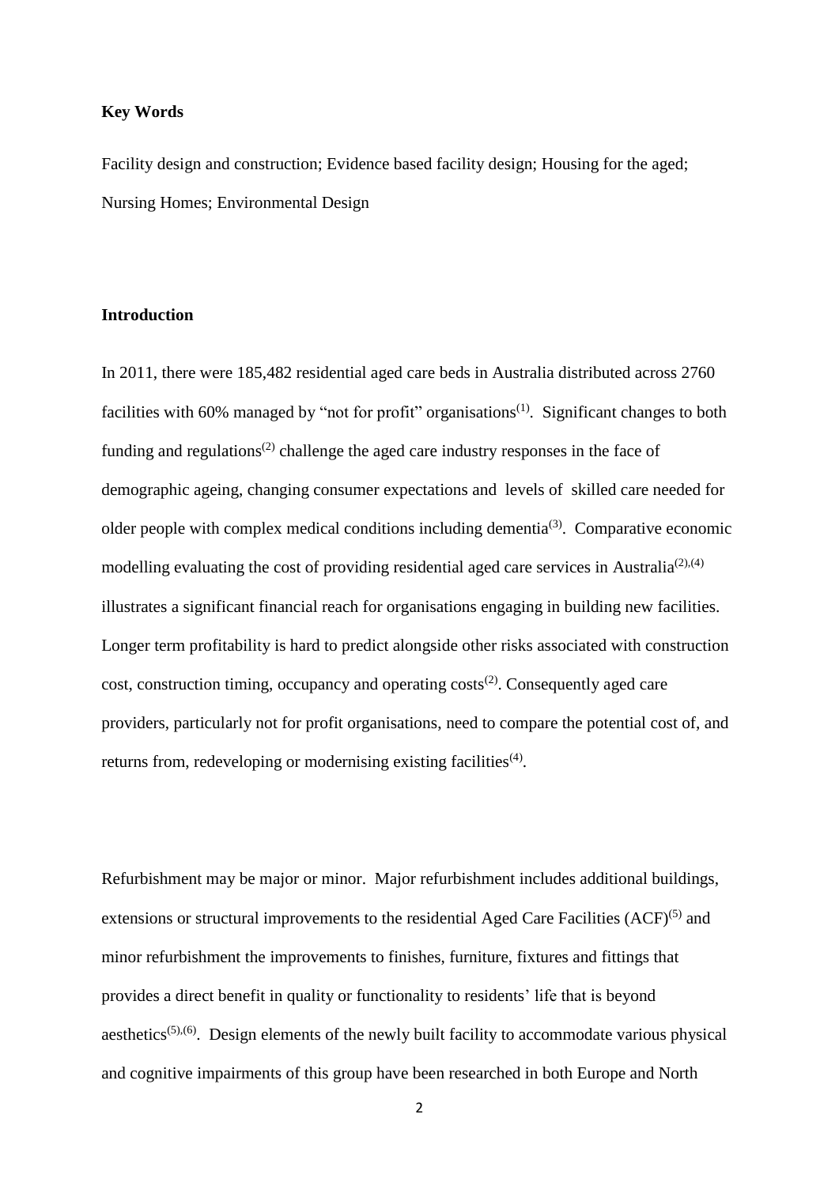**Key Words**

Facility design and construction; Evidence based facility design; Housing for the aged; Nursing Homes; Environmental Design

**Introduction**

In 2011, there were 185,482 residential aged care beds in Australia distributed across 2760 facilities with 60% managed by "not for profit" organisations[(1)]. Significant changes to both funding and regulations[(2)] challenge the aged care industry responses in the face of demographic ageing, changing consumer expectations and levels of skilled care needed for older people with complex medical conditions including dementia[(3)]. Comparative economic modelling evaluating the cost of providing residential aged care services in Australia[(2),(4)] illustrates a significant financial reach for organisations engaging in building new facilities. Longer term profitability is hard to predict alongside other risks associated with construction cost, construction timing, occupancy and operating costs[(2)]. Consequently aged care providers, particularly not for profit organisations, need to compare the potential cost of, and returns from, redeveloping or modernising existing facilities[(4)].

Refurbishment may be major or minor. Major refurbishment includes additional buildings, extensions or structural improvements to the residential Aged Care Facilities (ACF)[(5)] and minor refurbishment the improvements to finishes, furniture, fixtures and fittings that provides a direct benefit in quality or functionality to residents' life that is beyond aesthetics[(5),(6)]. Design elements of the newly built facility to accommodate various physical and cognitive impairments of this group have been researched in both Europe and North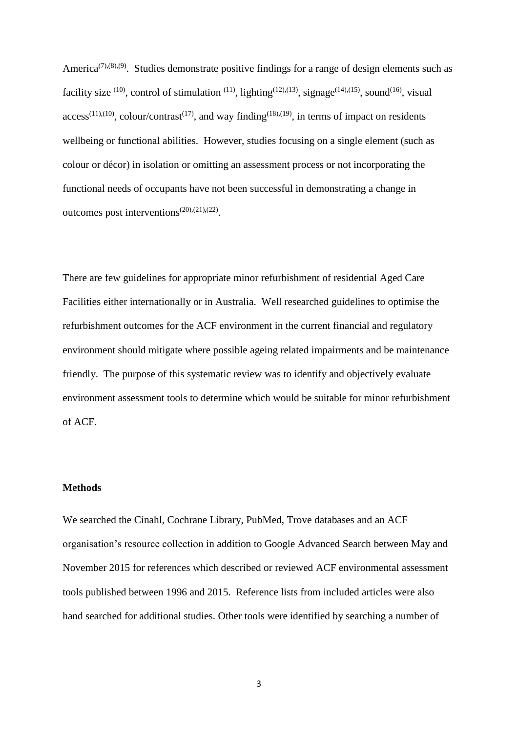America[7),(8),(9)]. Studies demonstrate positive findings for a range of design elements such as facility size [10], control of stimulation [11], lighting[12),(13)], signage[14),(15)], sound[16], visual access[11),(10)], colour/contrast[17], and way finding[18),(19)], in terms of impact on residents wellbeing or functional abilities. However, studies focusing on a single element (such as colour or décor) in isolation or omitting an assessment process or not incorporating the functional needs of occupants have not been successful in demonstrating a change in outcomes post interventions[20),(21),(22)].

There are few guidelines for appropriate minor refurbishment of residential Aged Care Facilities either internationally or in Australia. Well researched guidelines to optimise the refurbishment outcomes for the ACF environment in the current financial and regulatory environment should mitigate where possible ageing related impairments and be maintenance friendly. The purpose of this systematic review was to identify and objectively evaluate environment assessment tools to determine which would be suitable for minor refurbishment of ACF.

**Methods**

We searched the Cinahl, Cochrane Library, PubMed, Trove databases and an ACF organisation's resource collection in addition to Google Advanced Search between May and November 2015 for references which described or reviewed ACF environmental assessment tools published between 1996 and 2015. Reference lists from included articles were also hand searched for additional studies. Other tools were identified by searching a number of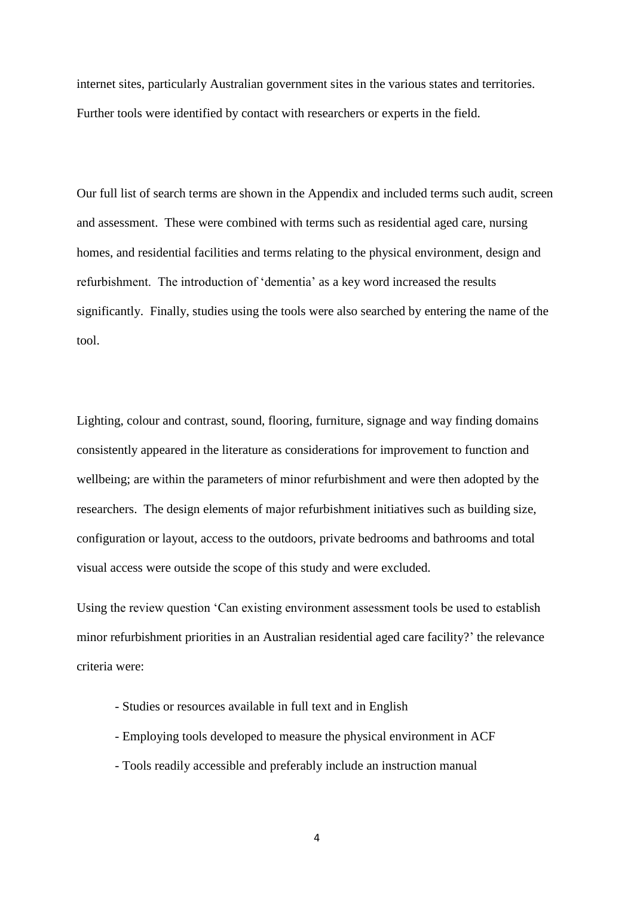internet sites, particularly Australian government sites in the various states and territories. Further tools were identified by contact with researchers or experts in the field.

Our full list of search terms are shown in the Appendix and included terms such audit, screen and assessment. These were combined with terms such as residential aged care, nursing homes, and residential facilities and terms relating to the physical environment, design and refurbishment. The introduction of 'dementia' as a key word increased the results significantly. Finally, studies using the tools were also searched by entering the name of the tool.

Lighting, colour and contrast, sound, flooring, furniture, signage and way finding domains consistently appeared in the literature as considerations for improvement to function and wellbeing; are within the parameters of minor refurbishment and were then adopted by the researchers. The design elements of major refurbishment initiatives such as building size, configuration or layout, access to the outdoors, private bedrooms and bathrooms and total visual access were outside the scope of this study and were excluded.

Using the review question 'Can existing environment assessment tools be used to establish minor refurbishment priorities in an Australian residential aged care facility?' the relevance criteria were:

- Studies or resources available in full text and in English
- Employing tools developed to measure the physical environment in ACF
- Tools readily accessible and preferably include an instruction manual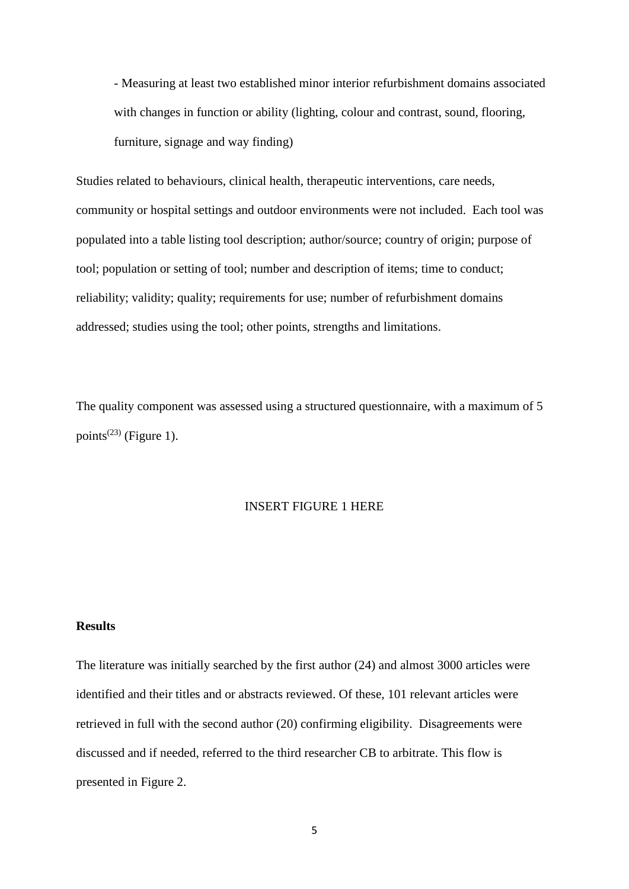- Measuring at least two established minor interior refurbishment domains associated with changes in function or ability (lighting, colour and contrast, sound, flooring, furniture, signage and way finding)

Studies related to behaviours, clinical health, therapeutic interventions, care needs, community or hospital settings and outdoor environments were not included. Each tool was populated into a table listing tool description; author/source; country of origin; purpose of tool; population or setting of tool; number and description of items; time to conduct; reliability; validity; quality; requirements for use; number of refurbishment domains addressed; studies using the tool; other points, strengths and limitations.

The quality component was assessed using a structured questionnaire, with a maximum of 5 points[23] (Figure 1).

INSERT FIGURE 1 HERE

**Results**

The literature was initially searched by the first author (24) and almost 3000 articles were identified and their titles and or abstracts reviewed. Of these, 101 relevant articles were retrieved in full with the second author (20) confirming eligibility. Disagreements were discussed and if needed, referred to the third researcher CB to arbitrate. This flow is presented in Figure 2.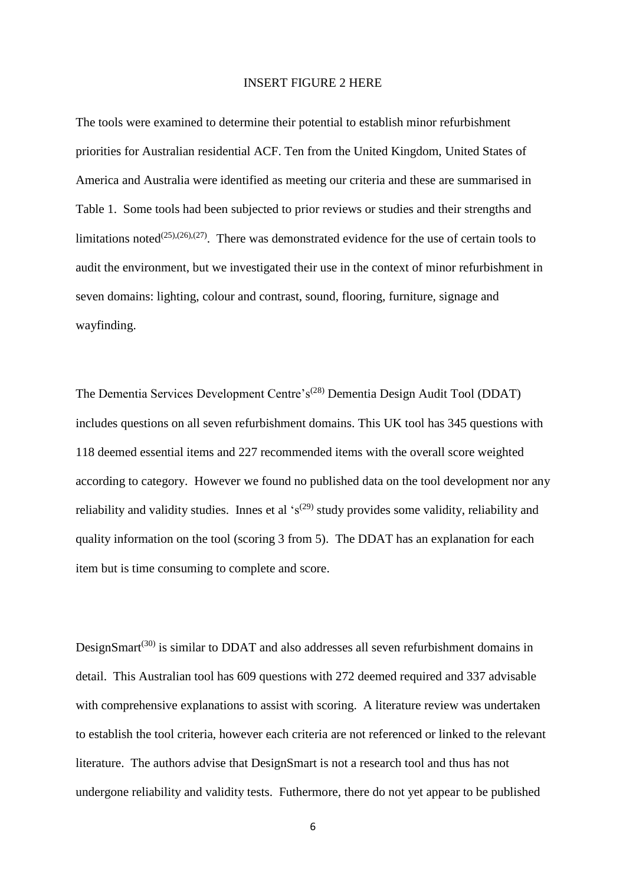INSERT FIGURE 2 HERE

The tools were examined to determine their potential to establish minor refurbishment priorities for Australian residential ACF. Ten from the United Kingdom, United States of America and Australia were identified as meeting our criteria and these are summarised in Table 1. Some tools had been subjected to prior reviews or studies and their strengths and limitations noted[(25),(26),(27)]. There was demonstrated evidence for the use of certain tools to audit the environment, but we investigated their use in the context of minor refurbishment in seven domains: lighting, colour and contrast, sound, flooring, furniture, signage and wayfinding.

The Dementia Services Development Centre's[(28)] Dementia Design Audit Tool (DDAT) includes questions on all seven refurbishment domains. This UK tool has 345 questions with 118 deemed essential items and 227 recommended items with the overall score weighted according to category. However we found no published data on the tool development nor any reliability and validity studies. Innes et al 's[(29)] study provides some validity, reliability and quality information on the tool (scoring 3 from 5). The DDAT has an explanation for each item but is time consuming to complete and score.

DesignSmart[(30)] is similar to DDAT and also addresses all seven refurbishment domains in detail. This Australian tool has 609 questions with 272 deemed required and 337 advisable with comprehensive explanations to assist with scoring. A literature review was undertaken to establish the tool criteria, however each criteria are not referenced or linked to the relevant literature. The authors advise that DesignSmart is not a research tool and thus has not undergone reliability and validity tests. Futhermore, there do not yet appear to be published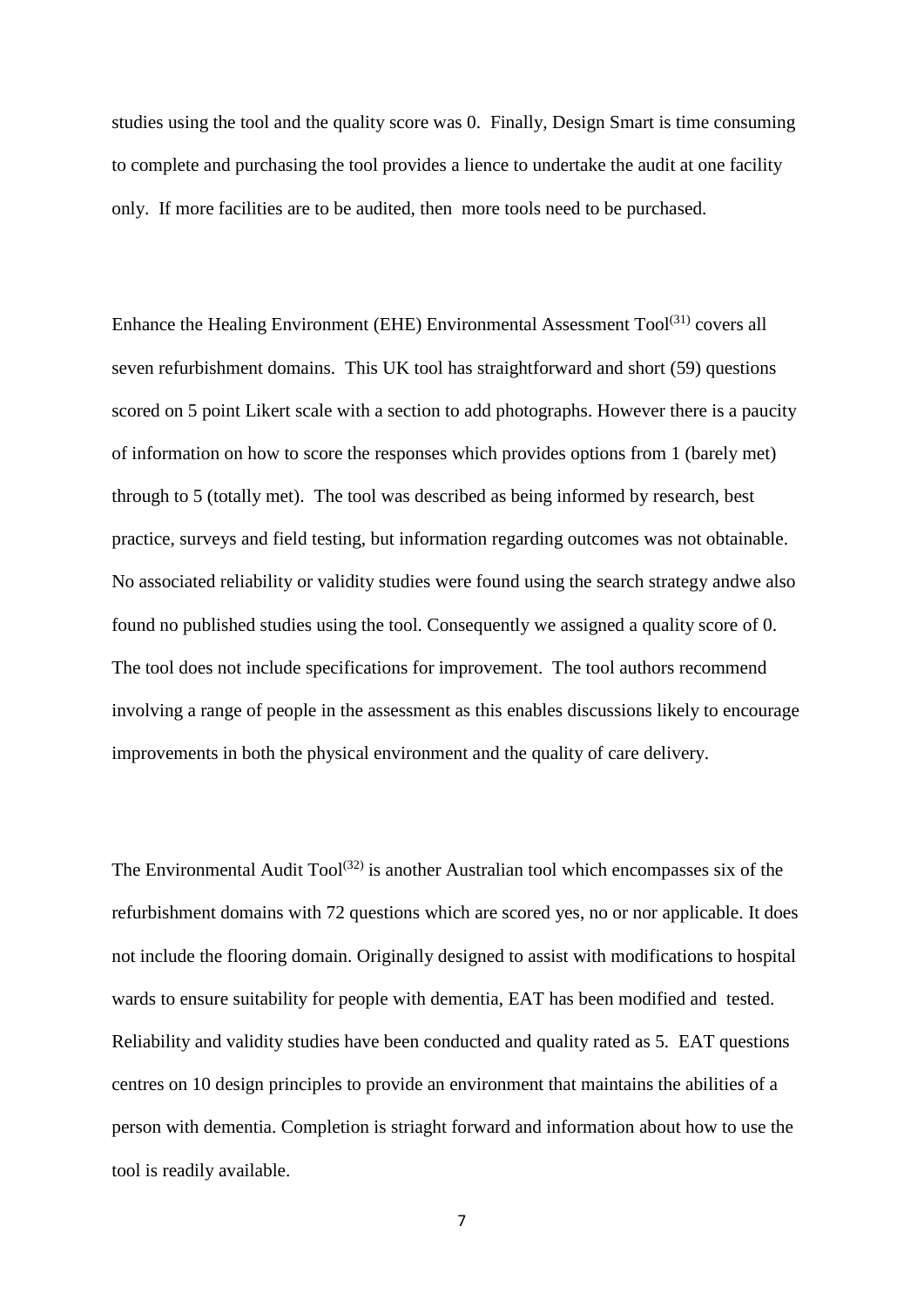studies using the tool and the quality score was 0. Finally, Design Smart is time consuming to complete and purchasing the tool provides a lience to undertake the audit at one facility only. If more facilities are to be audited, then more tools need to be purchased.

Enhance the Healing Environment (EHE) Environmental Assessment Tool[31] covers all seven refurbishment domains. This UK tool has straightforward and short (59) questions scored on 5 point Likert scale with a section to add photographs. However there is a paucity of information on how to score the responses which provides options from 1 (barely met) through to 5 (totally met). The tool was described as being informed by research, best practice, surveys and field testing, but information regarding outcomes was not obtainable. No associated reliability or validity studies were found using the search strategy andwe also found no published studies using the tool. Consequently we assigned a quality score of 0. The tool does not include specifications for improvement. The tool authors recommend involving a range of people in the assessment as this enables discussions likely to encourage improvements in both the physical environment and the quality of care delivery.

The Environmental Audit Tool[32] is another Australian tool which encompasses six of the refurbishment domains with 72 questions which are scored yes, no or nor applicable. It does not include the flooring domain. Originally designed to assist with modifications to hospital wards to ensure suitability for people with dementia, EAT has been modified and tested. Reliability and validity studies have been conducted and quality rated as 5. EAT questions centres on 10 design principles to provide an environment that maintains the abilities of a person with dementia. Completion is striaght forward and information about how to use the tool is readily available.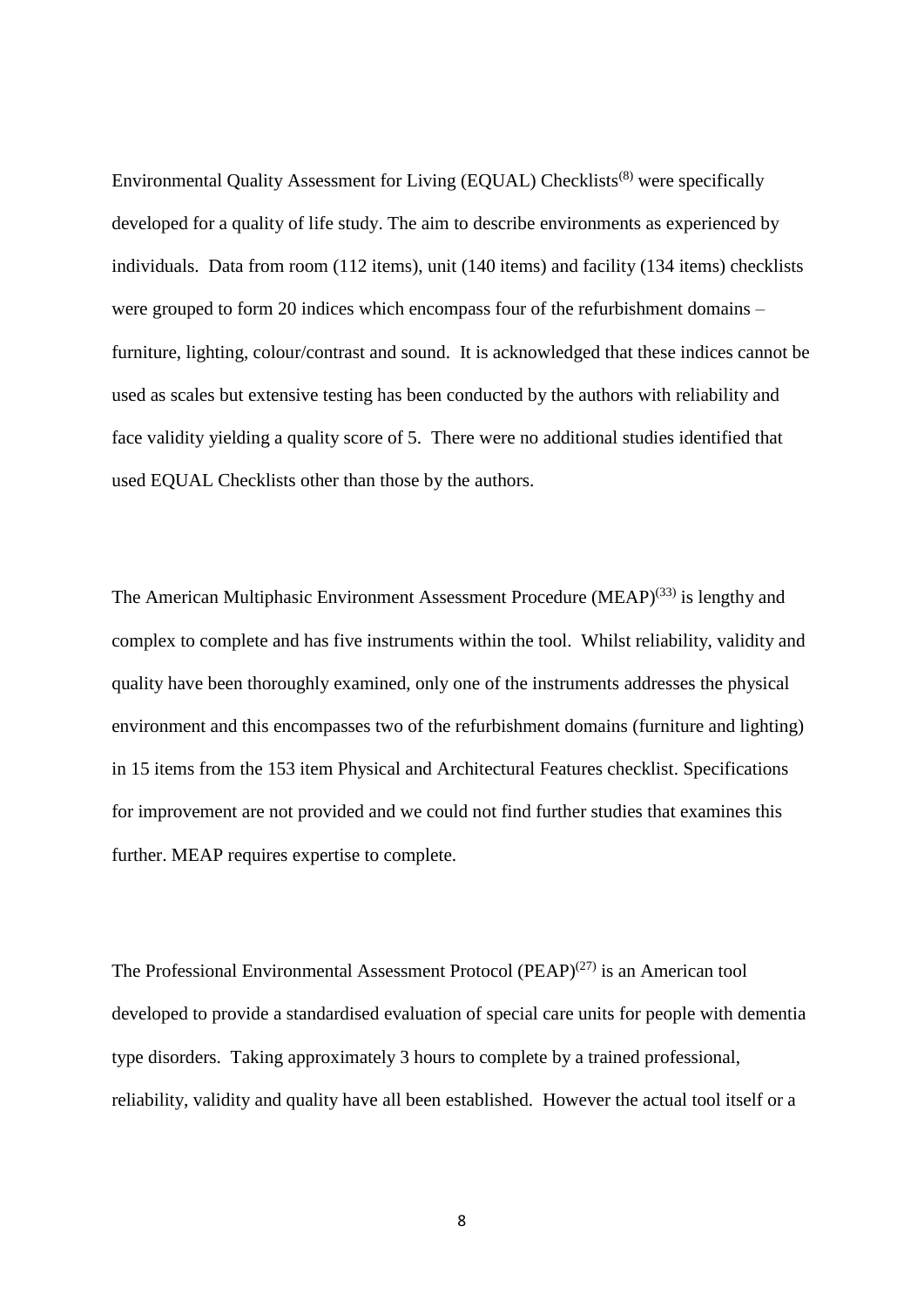Environmental Quality Assessment for Living (EQUAL) Checklists[8] were specifically developed for a quality of life study. The aim to describe environments as experienced by individuals. Data from room (112 items), unit (140 items) and facility (134 items) checklists were grouped to form 20 indices which encompass four of the refurbishment domains – furniture, lighting, colour/contrast and sound. It is acknowledged that these indices cannot be used as scales but extensive testing has been conducted by the authors with reliability and face validity yielding a quality score of 5. There were no additional studies identified that used EQUAL Checklists other than those by the authors.

The American Multiphasic Environment Assessment Procedure (MEAP)[33] is lengthy and complex to complete and has five instruments within the tool. Whilst reliability, validity and quality have been thoroughly examined, only one of the instruments addresses the physical environment and this encompasses two of the refurbishment domains (furniture and lighting) in 15 items from the 153 item Physical and Architectural Features checklist. Specifications for improvement are not provided and we could not find further studies that examines this further. MEAP requires expertise to complete.

The Professional Environmental Assessment Protocol (PEAP)[27] is an American tool developed to provide a standardised evaluation of special care units for people with dementia type disorders. Taking approximately 3 hours to complete by a trained professional, reliability, validity and quality have all been established. However the actual tool itself or a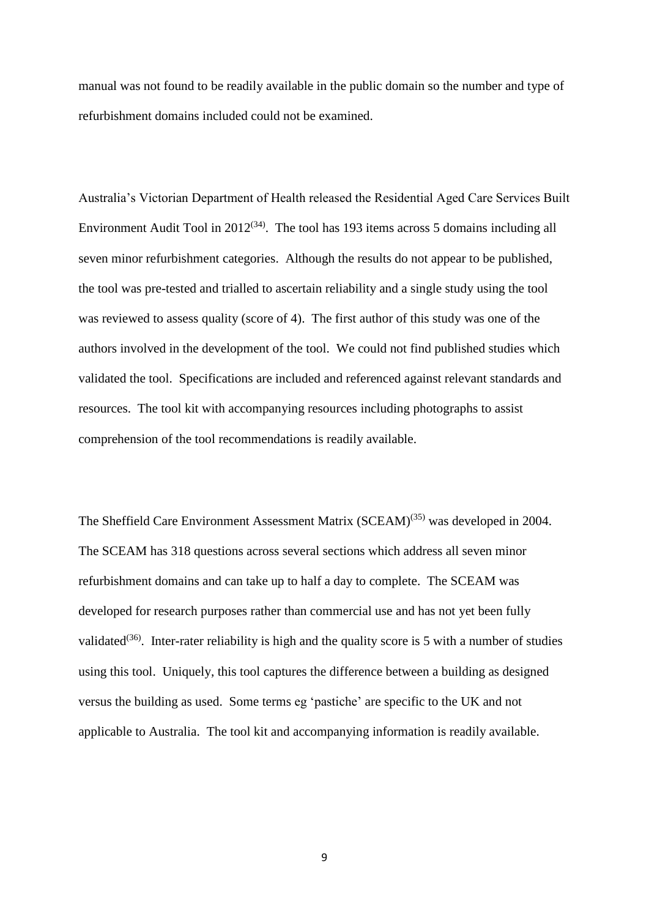manual was not found to be readily available in the public domain so the number and type of refurbishment domains included could not be examined.

Australia's Victorian Department of Health released the Residential Aged Care Services Built Environment Audit Tool in 2012[34]. The tool has 193 items across 5 domains including all seven minor refurbishment categories. Although the results do not appear to be published, the tool was pre-tested and trialled to ascertain reliability and a single study using the tool was reviewed to assess quality (score of 4). The first author of this study was one of the authors involved in the development of the tool. We could not find published studies which validated the tool. Specifications are included and referenced against relevant standards and resources. The tool kit with accompanying resources including photographs to assist comprehension of the tool recommendations is readily available.

The Sheffield Care Environment Assessment Matrix (SCEAM)[35] was developed in 2004. The SCEAM has 318 questions across several sections which address all seven minor refurbishment domains and can take up to half a day to complete. The SCEAM was developed for research purposes rather than commercial use and has not yet been fully validated[36]. Inter-rater reliability is high and the quality score is 5 with a number of studies using this tool. Uniquely, this tool captures the difference between a building as designed versus the building as used. Some terms eg 'pastiche' are specific to the UK and not applicable to Australia. The tool kit and accompanying information is readily available.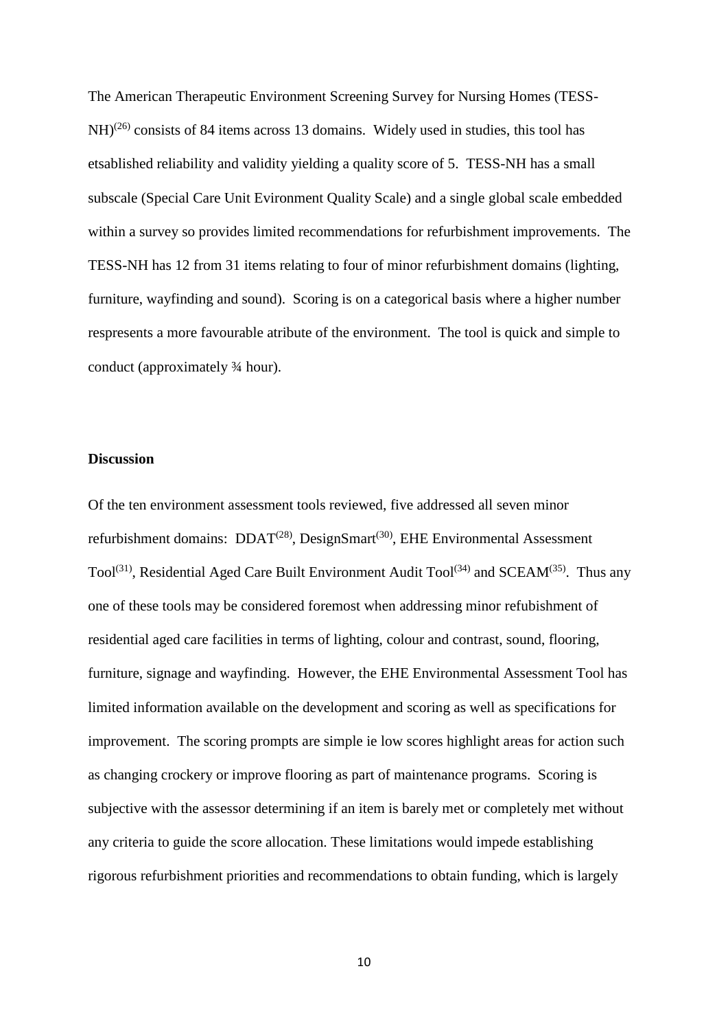The American Therapeutic Environment Screening Survey for Nursing Homes (TESS-NH)[26] consists of 84 items across 13 domains. Widely used in studies, this tool has etsablished reliability and validity yielding a quality score of 5. TESS-NH has a small subscale (Special Care Unit Evironment Quality Scale) and a single global scale embedded within a survey so provides limited recommendations for refurbishment improvements. The TESS-NH has 12 from 31 items relating to four of minor refurbishment domains (lighting, furniture, wayfinding and sound). Scoring is on a categorical basis where a higher number respresents a more favourable atribute of the environment. The tool is quick and simple to conduct (approximately ¾ hour).

**Discussion**

Of the ten environment assessment tools reviewed, five addressed all seven minor refurbishment domains: DDAT[28], DesignSmart[30], EHE Environmental Assessment Tool[31], Residential Aged Care Built Environment Audit Tool[34] and SCEAM[35]. Thus any one of these tools may be considered foremost when addressing minor refubishment of residential aged care facilities in terms of lighting, colour and contrast, sound, flooring, furniture, signage and wayfinding. However, the EHE Environmental Assessment Tool has limited information available on the development and scoring as well as specifications for improvement. The scoring prompts are simple ie low scores highlight areas for action such as changing crockery or improve flooring as part of maintenance programs. Scoring is subjective with the assessor determining if an item is barely met or completely met without any criteria to guide the score allocation. These limitations would impede establishing rigorous refurbishment priorities and recommendations to obtain funding, which is largely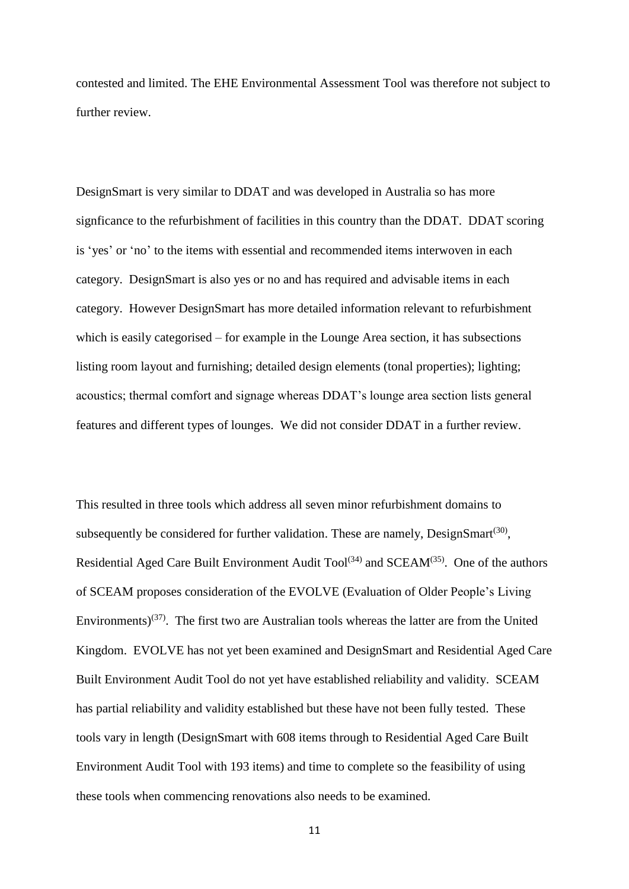contested and limited. The EHE Environmental Assessment Tool was therefore not subject to further review.

DesignSmart is very similar to DDAT and was developed in Australia so has more signficance to the refurbishment of facilities in this country than the DDAT. DDAT scoring is 'yes' or 'no' to the items with essential and recommended items interwoven in each category. DesignSmart is also yes or no and has required and advisable items in each category. However DesignSmart has more detailed information relevant to refurbishment which is easily categorised – for example in the Lounge Area section, it has subsections listing room layout and furnishing; detailed design elements (tonal properties); lighting; acoustics; thermal comfort and signage whereas DDAT's lounge area section lists general features and different types of lounges. We did not consider DDAT in a further review.

This resulted in three tools which address all seven minor refurbishment domains to subsequently be considered for further validation. These are namely, DesignSmart[(30)], Residential Aged Care Built Environment Audit Tool[(34)] and SCEAM[(35)]. One of the authors of SCEAM proposes consideration of the EVOLVE (Evaluation of Older People's Living Environments)[(37)]. The first two are Australian tools whereas the latter are from the United Kingdom. EVOLVE has not yet been examined and DesignSmart and Residential Aged Care Built Environment Audit Tool do not yet have established reliability and validity. SCEAM has partial reliability and validity established but these have not been fully tested. These tools vary in length (DesignSmart with 608 items through to Residential Aged Care Built Environment Audit Tool with 193 items) and time to complete so the feasibility of using these tools when commencing renovations also needs to be examined.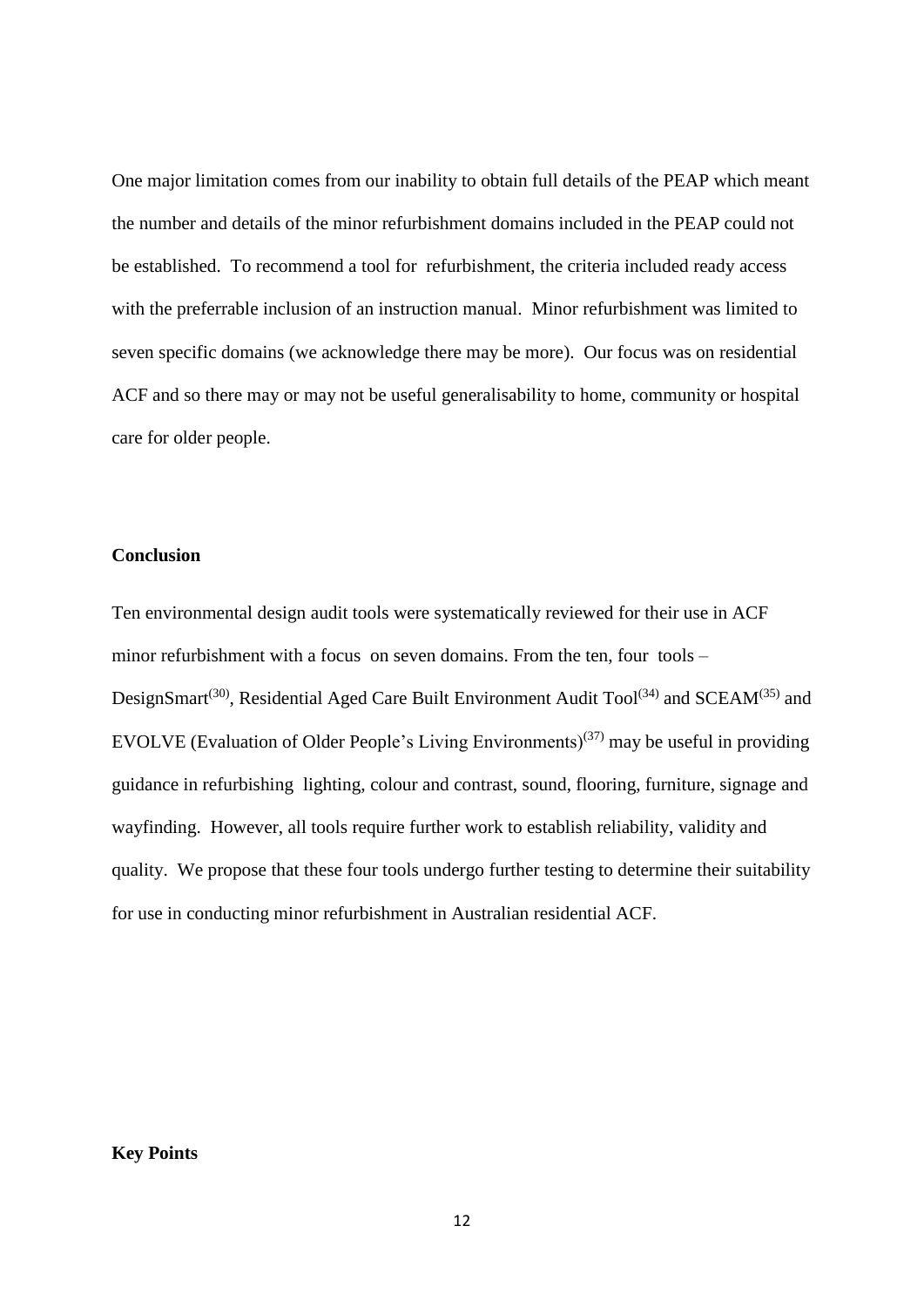One major limitation comes from our inability to obtain full details of the PEAP which meant the number and details of the minor refurbishment domains included in the PEAP could not be established. To recommend a tool for refurbishment, the criteria included ready access with the preferrable inclusion of an instruction manual. Minor refurbishment was limited to seven specific domains (we acknowledge there may be more). Our focus was on residential ACF and so there may or may not be useful generalisability to home, community or hospital care for older people.

## Conclusion

Ten environmental design audit tools were systematically reviewed for their use in ACF minor refurbishment with a focus on seven domains. From the ten, four tools – DesignSmart[30], Residential Aged Care Built Environment Audit Tool[34] and SCEAM[35] and EVOLVE (Evaluation of Older People's Living Environments)[37] may be useful in providing guidance in refurbishing lighting, colour and contrast, sound, flooring, furniture, signage and wayfinding. However, all tools require further work to establish reliability, validity and quality. We propose that these four tools undergo further testing to determine their suitability for use in conducting minor refurbishment in Australian residential ACF.

## Key Points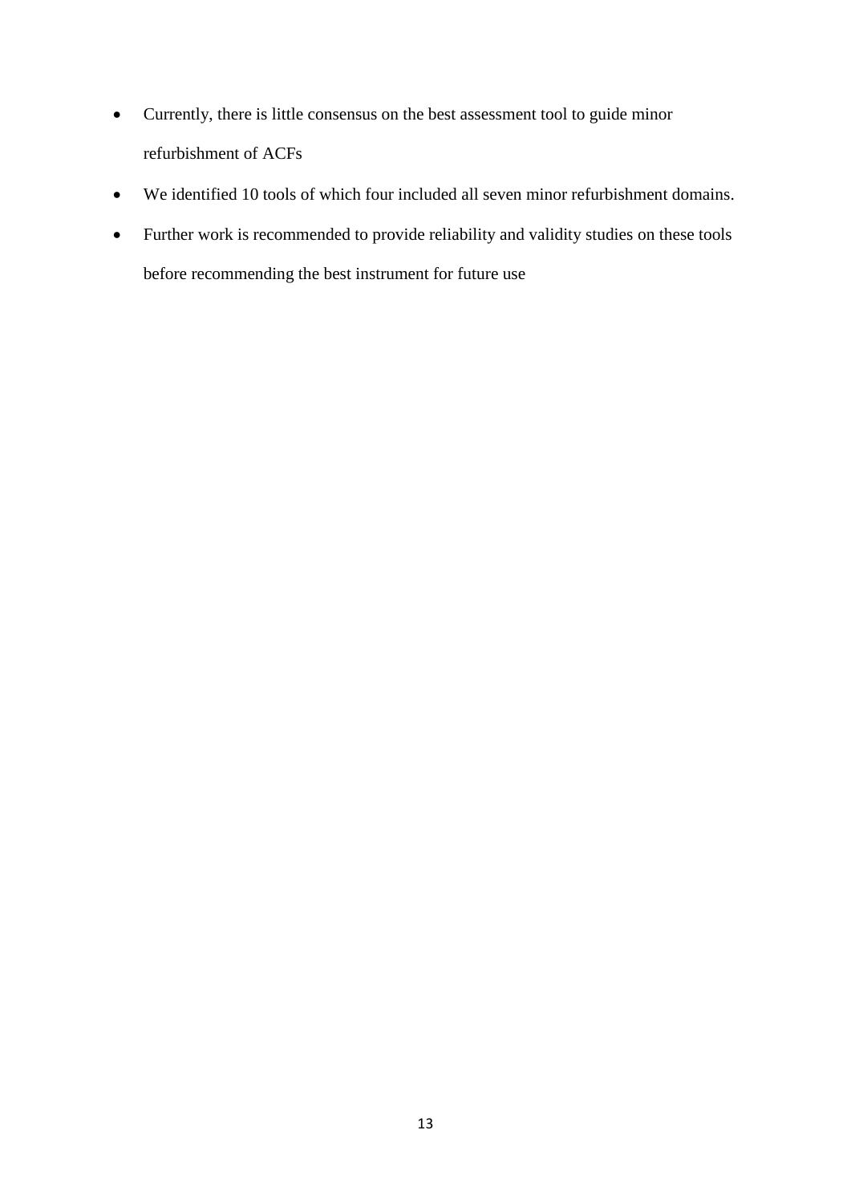- Currently, there is little consensus on the best assessment tool to guide minor refurbishment of ACFs
- We identified 10 tools of which four included all seven minor refurbishment domains.
- Further work is recommended to provide reliability and validity studies on these tools before recommending the best instrument for future use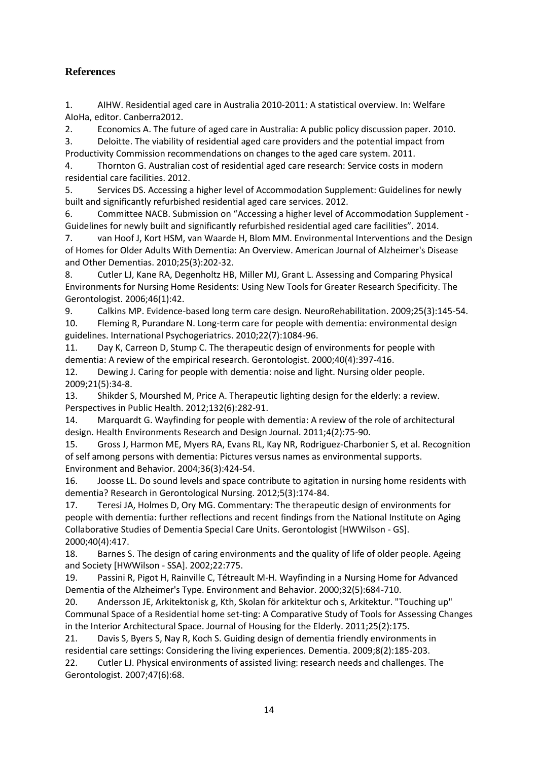## References

1. AIHW. Residential aged care in Australia 2010-2011: A statistical overview. In: Welfare AIoHa, editor. Canberra2012.
2. Economics A. The future of aged care in Australia: A public policy discussion paper. 2010.
3. Deloitte. The viability of residential aged care providers and the potential impact from Productivity Commission recommendations on changes to the aged care system. 2011.
4. Thornton G. Australian cost of residential aged care research: Service costs in modern residential care facilities. 2012.
5. Services DS. Accessing a higher level of Accommodation Supplement: Guidelines for newly built and significantly refurbished residential aged care services. 2012.
6. Committee NACB. Submission on "Accessing a higher level of Accommodation Supplement - Guidelines for newly built and significantly refurbished residential aged care facilities". 2014.
7. van Hoof J, Kort HSM, van Waarde H, Blom MM. Environmental Interventions and the Design of Homes for Older Adults With Dementia: An Overview. American Journal of Alzheimer's Disease and Other Dementias. 2010;25(3):202-32.
8. Cutler LJ, Kane RA, Degenholtz HB, Miller MJ, Grant L. Assessing and Comparing Physical Environments for Nursing Home Residents: Using New Tools for Greater Research Specificity. The Gerontologist. 2006;46(1):42.
9. Calkins MP. Evidence-based long term care design. NeuroRehabilitation. 2009;25(3):145-54.
10. Fleming R, Purandare N. Long-term care for people with dementia: environmental design guidelines. International Psychogeriatrics. 2010;22(7):1084-96.
11. Day K, Carreon D, Stump C. The therapeutic design of environments for people with dementia: A review of the empirical research. Gerontologist. 2000;40(4):397-416.
12. Dewing J. Caring for people with dementia: noise and light. Nursing older people. 2009;21(5):34-8.
13. Shikder S, Mourshed M, Price A. Therapeutic lighting design for the elderly: a review. Perspectives in Public Health. 2012;132(6):282-91.
14. Marquardt G. Wayfinding for people with dementia: A review of the role of architectural design. Health Environments Research and Design Journal. 2011;4(2):75-90.
15. Gross J, Harmon ME, Myers RA, Evans RL, Kay NR, Rodriguez-Charbonier S, et al. Recognition of self among persons with dementia: Pictures versus names as environmental supports. Environment and Behavior. 2004;36(3):424-54.
16. Joosse LL. Do sound levels and space contribute to agitation in nursing home residents with dementia? Research in Gerontological Nursing. 2012;5(3):174-84.
17. Teresi JA, Holmes D, Ory MG. Commentary: The therapeutic design of environments for people with dementia: further reflections and recent findings from the National Institute on Aging Collaborative Studies of Dementia Special Care Units. Gerontologist [HWWilson - GS]. 2000;40(4):417.
18. Barnes S. The design of caring environments and the quality of life of older people. Ageing and Society [HWWilson - SSA]. 2002;22:775.
19. Passini R, Pigot H, Rainville C, Tétreault M-H. Wayfinding in a Nursing Home for Advanced Dementia of the Alzheimer's Type. Environment and Behavior. 2000;32(5):684-710.
20. Andersson JE, Arkitektonisk g, Kth, Skolan för arkitektur och s, Arkitektur. "Touching up" Communal Space of a Residential home set-ting: A Comparative Study of Tools for Assessing Changes in the Interior Architectural Space. Journal of Housing for the Elderly. 2011;25(2):175.
21. Davis S, Byers S, Nay R, Koch S. Guiding design of dementia friendly environments in residential care settings: Considering the living experiences. Dementia. 2009;8(2):185-203.
22. Cutler LJ. Physical environments of assisted living: research needs and challenges. The Gerontologist. 2007;47(6):68.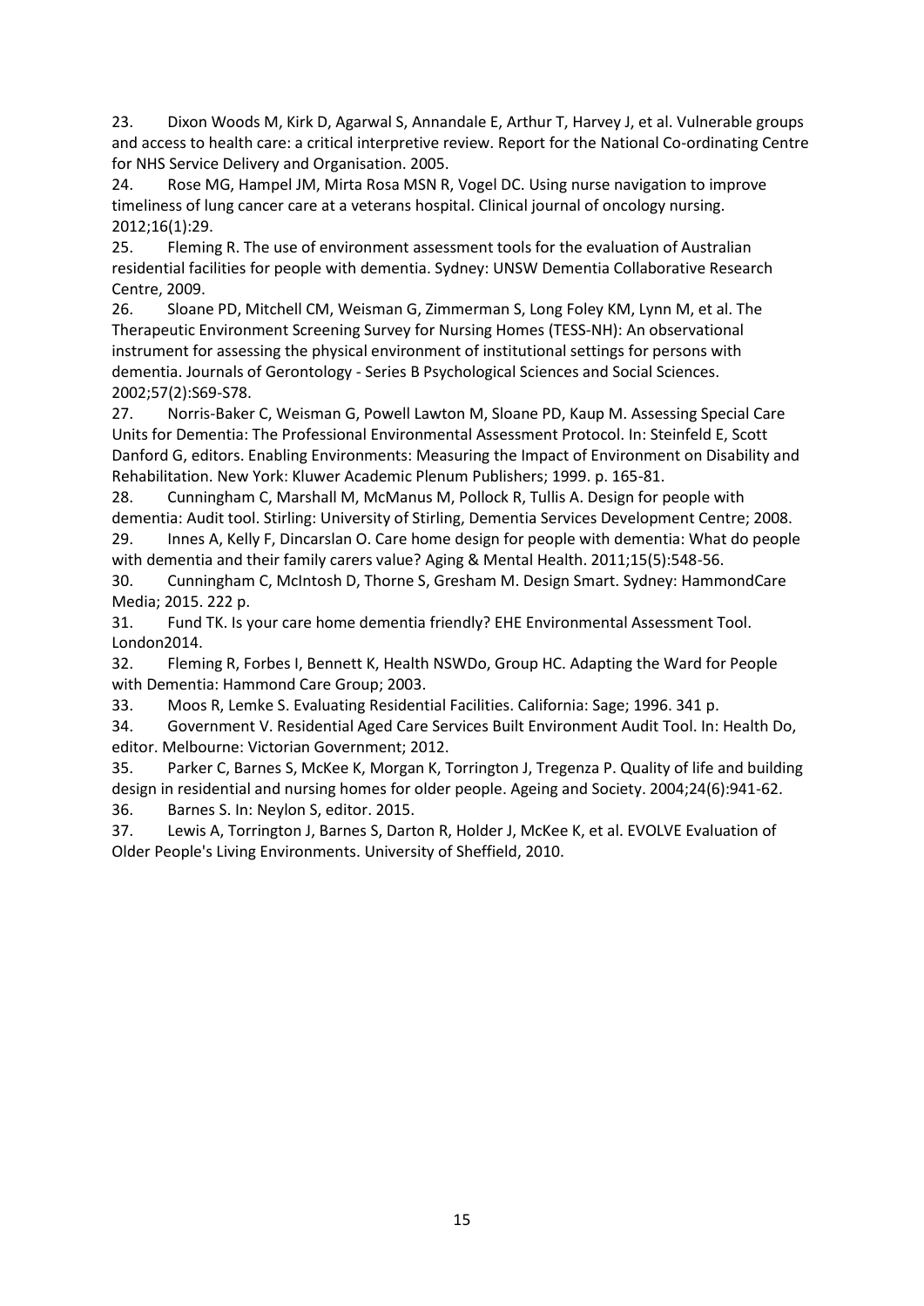23. Dixon Woods M, Kirk D, Agarwal S, Annandale E, Arthur T, Harvey J, et al. Vulnerable groups and access to health care: a critical interpretive review. Report for the National Co-ordinating Centre for NHS Service Delivery and Organisation. 2005.

24. Rose MG, Hampel JM, Mirta Rosa MSN R, Vogel DC. Using nurse navigation to improve timeliness of lung cancer care at a veterans hospital. Clinical journal of oncology nursing. 2012;16(1):29.

25. Fleming R. The use of environment assessment tools for the evaluation of Australian residential facilities for people with dementia. Sydney: UNSW Dementia Collaborative Research Centre, 2009.

26. Sloane PD, Mitchell CM, Weisman G, Zimmerman S, Long Foley KM, Lynn M, et al. The Therapeutic Environment Screening Survey for Nursing Homes (TESS-NH): An observational instrument for assessing the physical environment of institutional settings for persons with dementia. Journals of Gerontology - Series B Psychological Sciences and Social Sciences. 2002;57(2):S69-S78.

27. Norris-Baker C, Weisman G, Powell Lawton M, Sloane PD, Kaup M. Assessing Special Care Units for Dementia: The Professional Environmental Assessment Protocol. In: Steinfeld E, Scott Danford G, editors. Enabling Environments: Measuring the Impact of Environment on Disability and Rehabilitation. New York: Kluwer Academic Plenum Publishers; 1999. p. 165-81.

28. Cunningham C, Marshall M, McManus M, Pollock R, Tullis A. Design for people with dementia: Audit tool. Stirling: University of Stirling, Dementia Services Development Centre; 2008.

29. Innes A, Kelly F, Dincarslan O. Care home design for people with dementia: What do people with dementia and their family carers value? Aging & Mental Health. 2011;15(5):548-56.

30. Cunningham C, McIntosh D, Thorne S, Gresham M. Design Smart. Sydney: HammondCare Media; 2015. 222 p.

31. Fund TK. Is your care home dementia friendly? EHE Environmental Assessment Tool. London2014.

32. Fleming R, Forbes I, Bennett K, Health NSWDo, Group HC. Adapting the Ward for People with Dementia: Hammond Care Group; 2003.

33. Moos R, Lemke S. Evaluating Residential Facilities. California: Sage; 1996. 341 p.

34. Government V. Residential Aged Care Services Built Environment Audit Tool. In: Health Do, editor. Melbourne: Victorian Government; 2012.

35. Parker C, Barnes S, McKee K, Morgan K, Torrington J, Tregenza P. Quality of life and building design in residential and nursing homes for older people. Ageing and Society. 2004;24(6):941-62.

36. Barnes S. In: Neylon S, editor. 2015.

37. Lewis A, Torrington J, Barnes S, Darton R, Holder J, McKee K, et al. EVOLVE Evaluation of Older People's Living Environments. University of Sheffield, 2010.